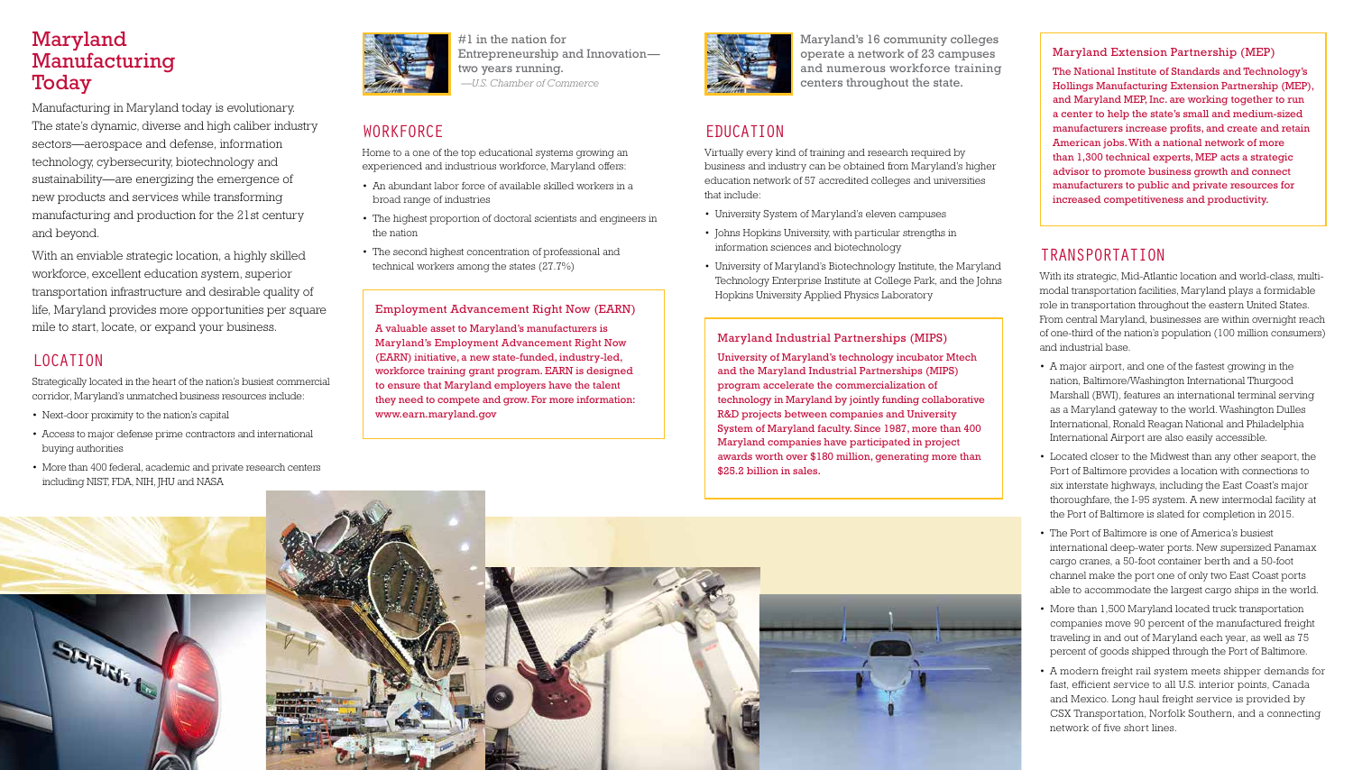# Maryland Manufacturing Today

Manufacturing in Maryland today is evolutionary. The state's dynamic, diverse and high caliber industry sectors—aerospace and defense, information technology, cybersecurity, biotechnology and sustainability—are energizing the emergence of new products and services while transforming manufacturing and production for the 21st century and beyond.

With an enviable strategic location, a highly skilled workforce, excellent education system, superior transportation infrastructure and desirable quality of life, Maryland provides more opportunities per square mile to start, locate, or expand your business.

## LOCATION

Strategically located in the heart of the nation's busiest commercial corridor, Maryland's unmatched business resources include:

- Next-door proximity to the nation's capital
- Access to major defense prime contractors and international buying authorities
- More than 400 federal, academic and private research centers including NIST, FDA, NIH, JHU and NASA

#1 in the nation for Entrepreneurship and Innovation—two years running.
*—U.S. Chamber of Commerce*

## WORKFORCE

Home to a one of the top educational systems growing an experienced and industrious workforce, Maryland offers:

- An abundant labor force of available skilled workers in a broad range of industries
- The highest proportion of doctoral scientists and engineers in the nation
- The second highest concentration of professional and technical workers among the states (27.7%)

### Employment Advancement Right Now (EARN)

**A valuable asset to Maryland's manufacturers is Maryland's Employment Advancement Right Now (EARN) initiative, a new state-funded, industry-led, workforce training grant program. EARN is designed to ensure that Maryland employers have the talent they need to compete and grow. For more information: www.earn.maryland.gov**

Maryland's 16 community colleges operate a network of 23 campuses and numerous workforce training centers throughout the state.

## EDUCATION

Virtually every kind of training and research required by business and industry can be obtained from Maryland's higher education network of 57 accredited colleges and universities that include:

- University System of Maryland's eleven campuses
- Johns Hopkins University, with particular strengths in information sciences and biotechnology
- University of Maryland's Biotechnology Institute, the Maryland Technology Enterprise Institute at College Park, and the Johns Hopkins University Applied Physics Laboratory

### Maryland Industrial Partnerships (MIPS)

**University of Maryland's technology incubator Mtech and the Maryland Industrial Partnerships (MIPS) program accelerate the commercialization of technology in Maryland by jointly funding collaborative R&D projects between companies and University System of Maryland faculty. Since 1987, more than 400 Maryland companies have participated in project awards worth over $180 million, generating more than $25.2 billion in sales.**

### Maryland Extension Partnership (MEP)

**The National Institute of Standards and Technology's Hollings Manufacturing Extension Partnership (MEP), and Maryland MEP, Inc. are working together to run a center to help the state's small and medium-sized manufacturers increase profits, and create and retain American jobs. With a national network of more than 1,300 technical experts, MEP acts a strategic advisor to promote business growth and connect manufacturers to public and private resources for increased competitiveness and productivity.**

## TRANSPORTATION

With its strategic, Mid-Atlantic location and world-class, multi-modal transportation facilities, Maryland plays a formidable role in transportation throughout the eastern United States. From central Maryland, businesses are within overnight reach of one-third of the nation's population (100 million consumers) and industrial base.

- A major airport, and one of the fastest growing in the nation, Baltimore/Washington International Thurgood Marshall (BWI), features an international terminal serving as a Maryland gateway to the world. Washington Dulles International, Ronald Reagan National and Philadelphia International Airport are also easily accessible.
- Located closer to the Midwest than any other seaport, the Port of Baltimore provides a location with connections to six interstate highways, including the East Coast's major thoroughfare, the I-95 system. A new intermodal facility at the Port of Baltimore is slated for completion in 2015.
- The Port of Baltimore is one of America's busiest international deep-water ports. New supersized Panamax cargo cranes, a 50-foot container berth and a 50-foot channel make the port one of only two East Coast ports able to accommodate the largest cargo ships in the world.
- More than 1,500 Maryland located truck transportation companies move 90 percent of the manufactured freight traveling in and out of Maryland each year, as well as 75 percent of goods shipped through the Port of Baltimore.
- A modern freight rail system meets shipper demands for fast, efficient service to all U.S. interior points, Canada and Mexico. Long haul freight service is provided by CSX Transportation, Norfolk Southern, and a connecting network of five short lines.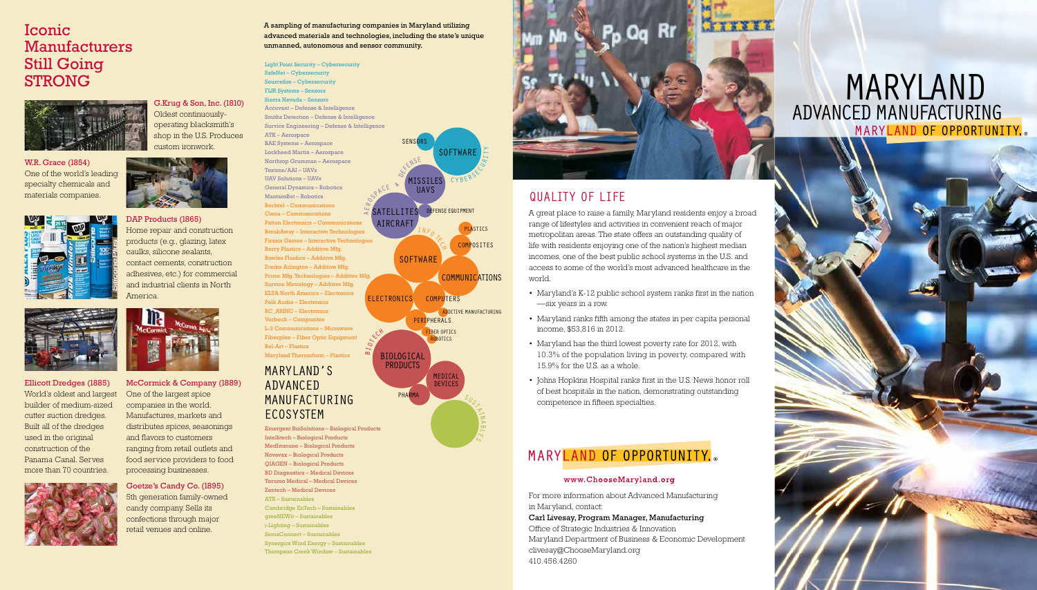# Iconic Manufacturers Still Going STRONG

**G.Krug & Son, Inc. (1810)**
Oldest continuously-operating blacksmith's shop in the U.S. Produces custom ironwork.

**W.R. Grace (1854)**
One of the world's leading specialty chemicals and materials companies.

**DAP Products (1865)**
Home repair and construction products (e.g., glazing, latex caulks, silicone sealants, contact cements, construction adhesives, etc.) for commercial and industrial clients in North America.

**Ellicott Dredges (1885)**
World's oldest and largest builder of medium-sized cutter suction dredges. Built all of the dredges used in the original construction of the Panama Canal. Serves more than 70 countries.

**McCormick & Company (1889)**
One of the largest spice companies in the world. Manufactures, markets and distributes spices, seasonings and flavors to customers ranging from retail outlets and food service providers to food processing businesses.

**Goetze's Candy Co. (1895)**
5th generation family-owned candy company. Sells its confections through major retail venues and online.

A sampling of manufacturing companies in Maryland utilizing advanced materials and technologies, including the state's unique unmanned, autonomous and sensor community.

Light Point Security – Cybersecurity
SafeNet – Cybersecurity
Sourcefire – Cybersecurity
FLIR Systems – Sensors
Sierra Nevada – Sensors
Accuvant – Defense & Intelligence
Smiths Detection – Defense & Intelligence
Survice Engineering – Defense & Intelligence
ATK – Aerospace
BAE Systems – Aerospace
Lockheed Martin – Aerospace
Northrop Grumman – Aerospace
Textron/AAI – UAVs
UAV Solutions – UAVs
General Dynamics – Robotics
MantaroBot – Robotics
Bechtel – Communications
Ciena – Communications
Patton Electronics – Communications
BreakAway – Interactive Technologies
Firaxis Games – Interactive Technologies
Berry Plastics – Additive Mfg.
Bowles Fluidics – Additive Mfg.
Danko Arlington – Additive Mfg.
Prime Mfg. Technologies – Additive Mfg.
Survice Metrology – Additive Mfg.
ELTA North America – Electronics
Polk Audio – Electronics
RC_ARINC – Electronics
Vorbeck – Composites
L-3 Communications – Microwave
Fiberplex – Fiber Optic Equipment
Bel-Art – Plastics
Maryland Thermoform – Plastics

## MARYLAND'S ADVANCED MANUFACTURING ECOSYSTEM

Emergent BioSolutions – Biological Products
Intellitech – Biological Products
MedImmune – Biological Products
Novavax – Biological Products
QIAGEN – Biological Products
BD Diagnostics – Medical Devices
Terumo Medical – Medical Devices
Zentech – Medical Devices
ATR – Sustainables
Cambridge EnTech – Sustainables
greeNEWit – Sustainables
i-Lighting – Sustainables
SemaConnect – Sustainables
Synergics Wind Energy – Sustainables
Thompson Creek Window – Sustainables

SENSORS
SOFTWARE
CYBERSECURITY
DEFENSE
MISSILES UAVS
AEROSPACE &
SATELLITES
AIRCRAFT
DEFENSE EQUIPMENT
INFO TECH
PLASTICS
COMPOSITES
SOFTWARE
COMMUNICATIONS
ELECTRONICS
COMPUTERS
ADDITIVE MANUFACTURING
PERIPHERALS
FIBER OPTICS
ROBOTICS
BIOTECH
BIOLOGICAL PRODUCTS
MEDICAL DEVICES
PHARMA
SUSTAINABLES

## QUALITY OF LIFE

A great place to raise a family, Maryland residents enjoy a broad range of lifestyles and activities in convenient reach of major metropolitan areas. The state offers an outstanding quality of life with residents enjoying one of the nation's highest median incomes, one of the best public school systems in the U.S. and access to some of the world's most advanced healthcare in the world.

- Maryland's K-12 public school system ranks first in the nation—six years in a row.
- Maryland ranks fifth among the states in per capita personal income, $53,816 in 2012.
- Maryland has the third lowest poverty rate for 2012, with 10.3% of the population living in poverty, compared with 15.9% for the U.S. as a whole.
- Johns Hopkins Hospital ranks first in the U.S. News honor roll of best hospitals in the nation, demonstrating outstanding competence in fifteen specialties.

MARYLAND OF OPPORTUNITY.®

www.ChooseMaryland.org

For more information about Advanced Manufacturing in Maryland, contact:
**Carl Livesay, Program Manager, Manufacturing**
Office of Strategic Industries & Innovation
Maryland Department of Business & Economic Development
clivesay@ChooseMaryland.org
410.456.4260

# MARYLAND
## ADVANCED MANUFACTURING
MARYLAND OF OPPORTUNITY.®